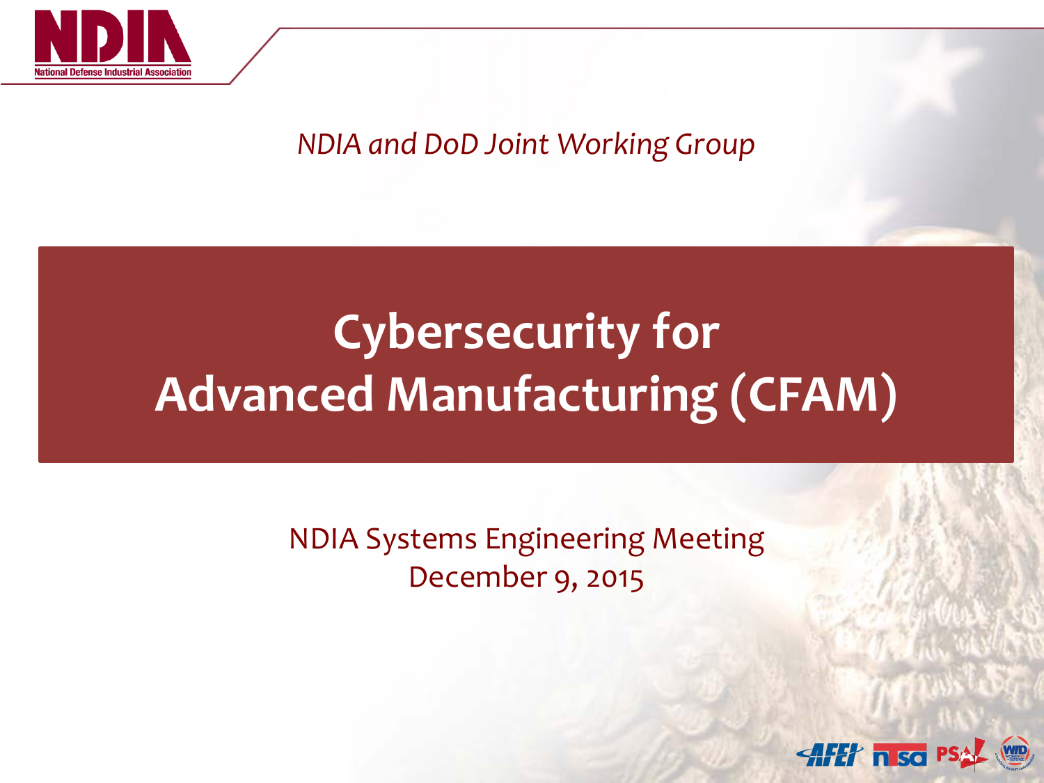*NDIA and DoD Joint Working Group*

# Cybersecurity for Advanced Manufacturing (CFAM)

NDIA Systems Engineering Meeting
December 9, 2015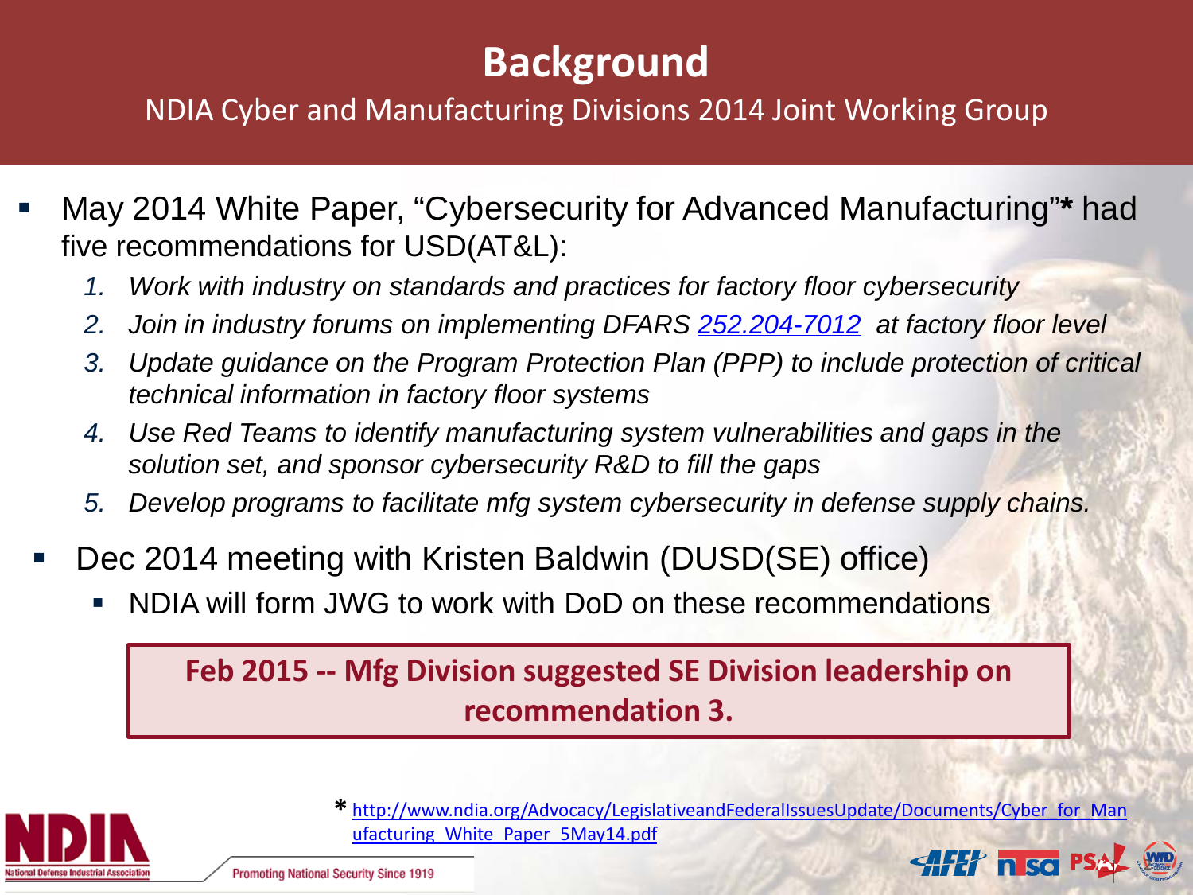# Background

## NDIA Cyber and Manufacturing Divisions 2014 Joint Working Group

- May 2014 White Paper, "Cybersecurity for Advanced Manufacturing"* had five recommendations for USD(AT&L):
  1. *Work with industry on standards and practices for factory floor cybersecurity*
  2. *Join in industry forums on implementing DFARS [252.204-7012](252.204-7012) at factory floor level*
  3. *Update guidance on the Program Protection Plan (PPP) to include protection of critical technical information in factory floor systems*
  4. *Use Red Teams to identify manufacturing system vulnerabilities and gaps in the solution set, and sponsor cybersecurity R&D to fill the gaps*
  5. *Develop programs to facilitate mfg system cybersecurity in defense supply chains.*
- Dec 2014 meeting with Kristen Baldwin (DUSD(SE) office)
  - NDIA will form JWG to work with DoD on these recommendations

**Feb 2015 -- Mfg Division suggested SE Division leadership on recommendation 3.**

* [http://www.ndia.org/Advocacy/LegislativeandFederalIssuesUpdate/Documents/Cyber_for_Manufacturing_White_Paper_5May14.pdf](http://www.ndia.org/Advocacy/LegislativeandFederalIssuesUpdate/Documents/Cyber_for_Manufacturing_White_Paper_5May14.pdf)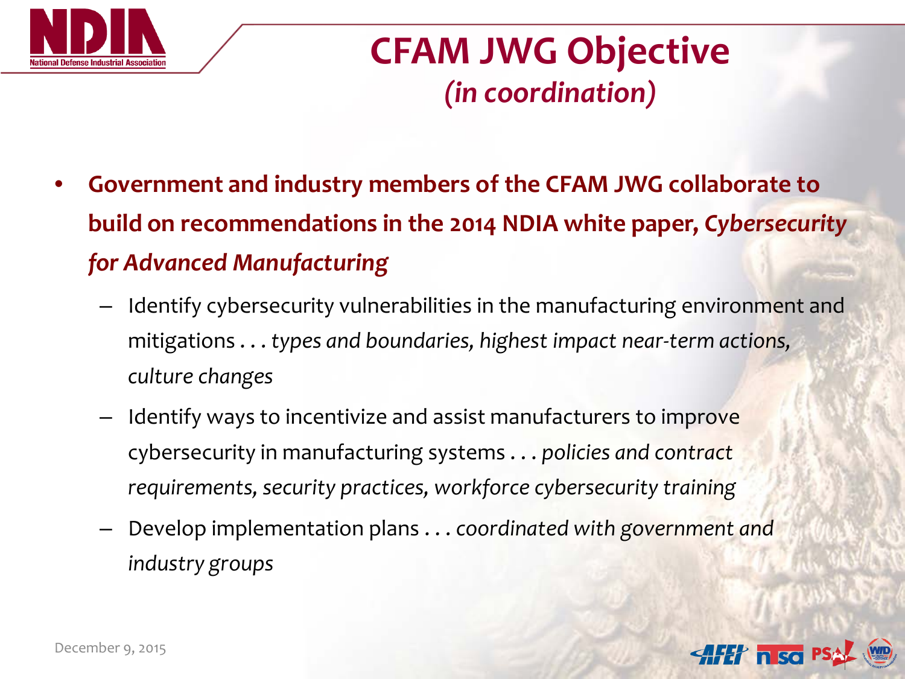# CFAM JWG Objective
## *(in coordination)*

- **Government and industry members of the CFAM JWG collaborate to build on recommendations in the 2014 NDIA white paper, *Cybersecurity for Advanced Manufacturing***
  - Identify cybersecurity vulnerabilities in the manufacturing environment and mitigations . . . *types and boundaries, highest impact near-term actions, culture changes*
  - Identify ways to incentivize and assist manufacturers to improve cybersecurity in manufacturing systems . . . *policies and contract requirements, security practices, workforce cybersecurity training*
  - Develop implementation plans . . . *coordinated with government and industry groups*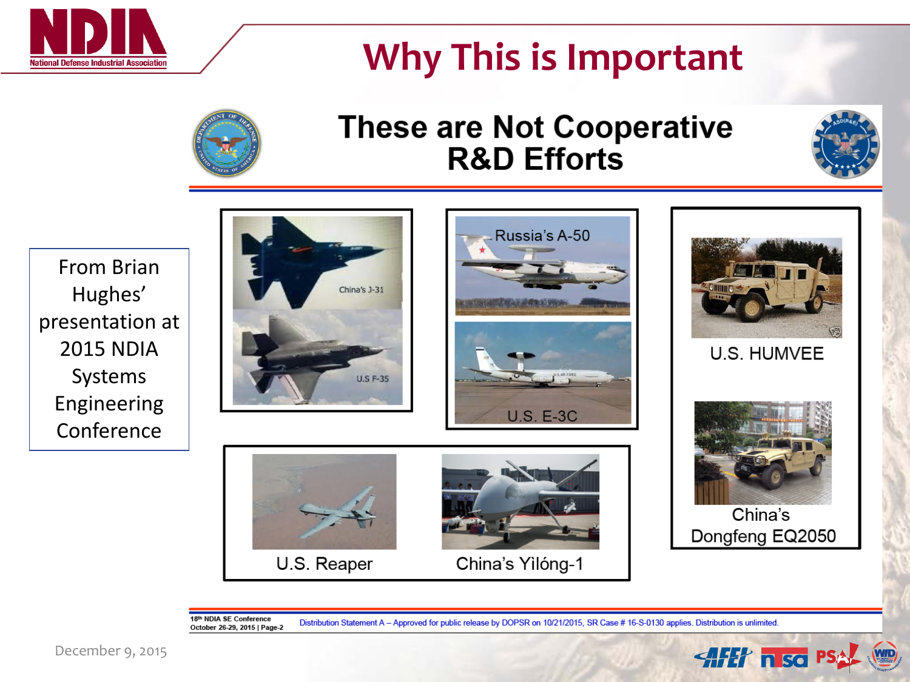# Why This is Important

## These are Not Cooperative R&D Efforts

From Brian Hughes' presentation at 2015 NDIA Systems Engineering Conference

China's J-31

U.S F-35

Russia's A-50

U.S. E-3C

U.S. HUMVEE

China's Dongfeng EQ2050

U.S. Reaper

China's Yìlóng-1

18th NDIA SE Conference
October 26-29, 2015 | Page-2

Distribution Statement A – Approved for public release by DOPSR on 10/21/2015, SR Case # 16-S-0130 applies. Distribution is unlimited.

December 9, 2015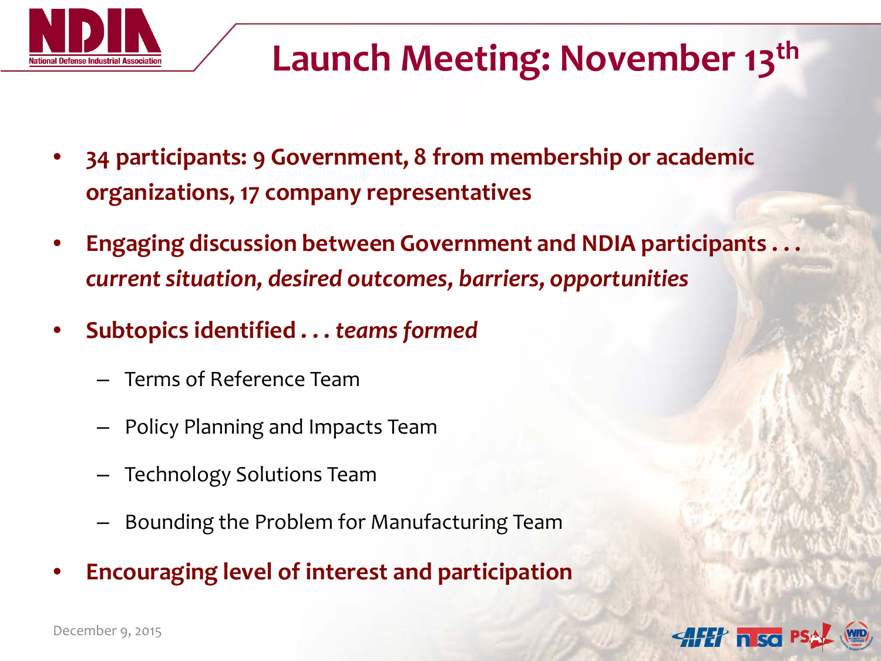# Launch Meeting: November 13th

- **34 participants: 9 Government, 8 from membership or academic organizations, 17 company representatives**
- **Engaging discussion between Government and NDIA participants . . .** ***current situation, desired outcomes, barriers, opportunities***
- **Subtopics identified . . .** ***teams formed***
  - Terms of Reference Team
  - Policy Planning and Impacts Team
  - Technology Solutions Team
  - Bounding the Problem for Manufacturing Team
- **Encouraging level of interest and participation**

December 9, 2015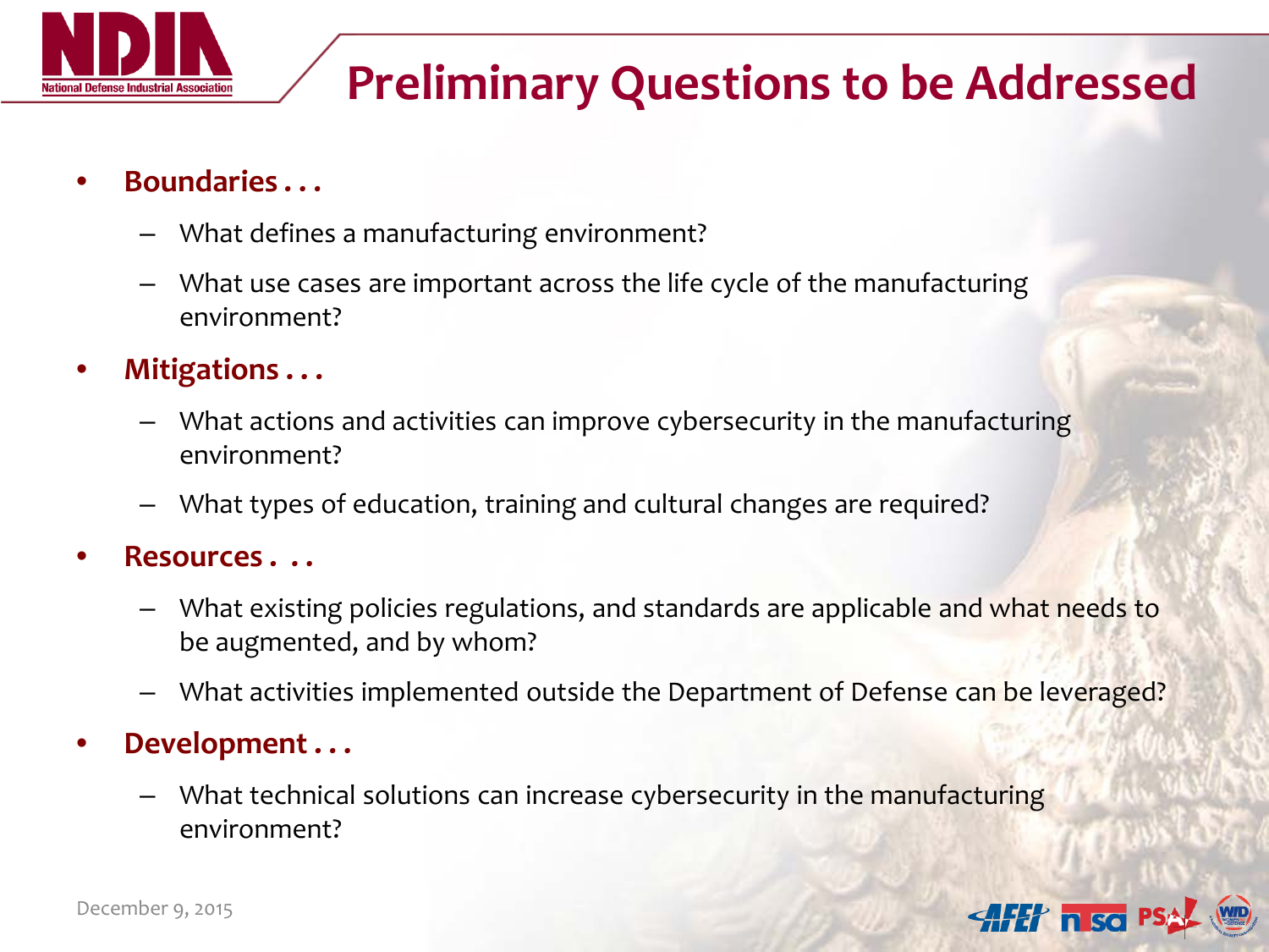# Preliminary Questions to be Addressed

- **Boundaries . . .**
  - What defines a manufacturing environment?
  - What use cases are important across the life cycle of the manufacturing environment?
- **Mitigations . . .**
  - What actions and activities can improve cybersecurity in the manufacturing environment?
  - What types of education, training and cultural changes are required?
- **Resources . . .**
  - What existing policies regulations, and standards are applicable and what needs to be augmented, and by whom?
  - What activities implemented outside the Department of Defense can be leveraged?
- **Development . . .**
  - What technical solutions can increase cybersecurity in the manufacturing environment?

December 9, 2015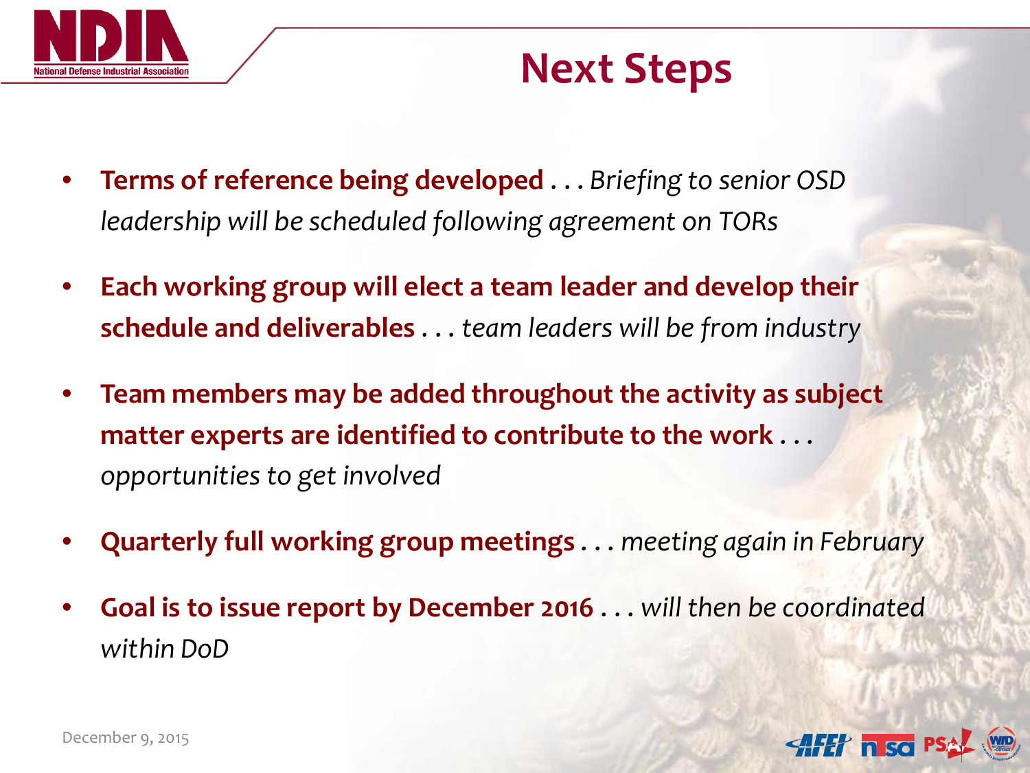# Next Steps

- **Terms of reference being developed** . . . *Briefing to senior OSD leadership will be scheduled following agreement on TORs*
- **Each working group will elect a team leader and develop their schedule and deliverables** . . . *team leaders will be from industry*
- **Team members may be added throughout the activity as subject matter experts are identified to contribute to the work** . . . *opportunities to get involved*
- **Quarterly full working group meetings** . . . *meeting again in February*
- **Goal is to issue report by December 2016** . . . *will then be coordinated within DoD*

December 9, 2015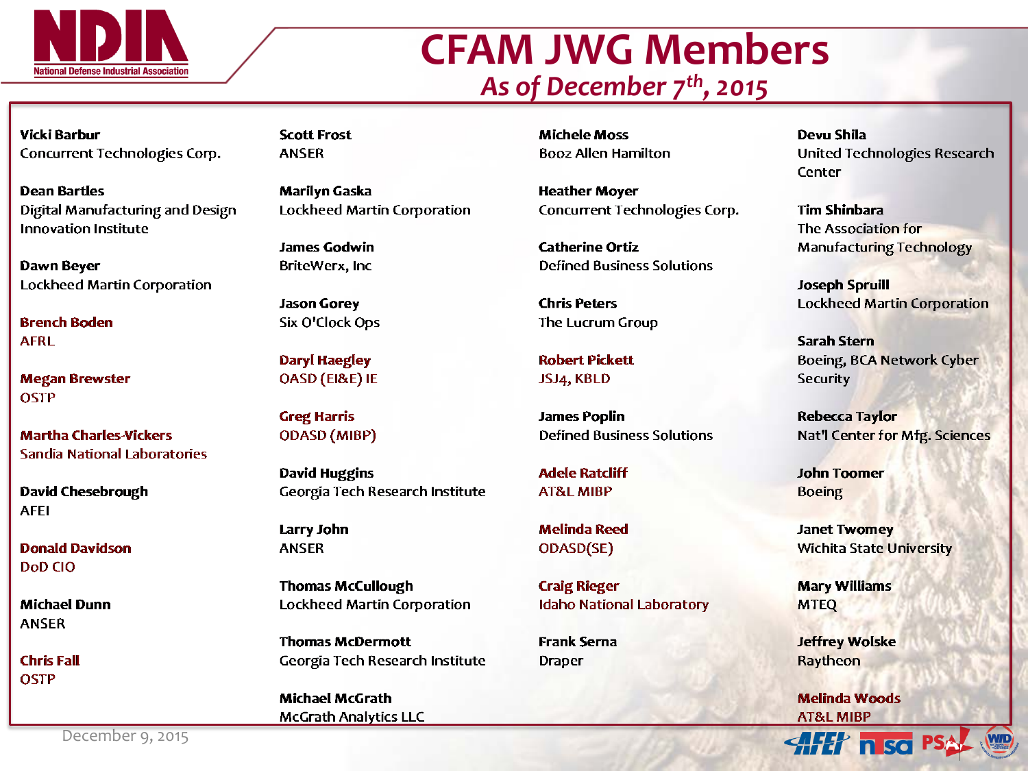# CFAM JWG Members

*As of December 7th, 2015*

**Vicki Barbur**
Concurrent Technologies Corp.

**Dean Bartles**
Digital Manufacturing and Design Innovation Institute

**Dawn Beyer**
Lockheed Martin Corporation

**Brench Boden**
AFRL

**Megan Brewster**
OSTP

**Martha Charles-Vickers**
Sandia National Laboratories

**David Chesebrough**
AFEI

**Donald Davidson**
DoD CIO

**Michael Dunn**
ANSER

**Chris Fall**
OSTP

**Scott Frost**
ANSER

**Marilyn Gaska**
Lockheed Martin Corporation

**James Godwin**
BriteWerx, Inc

**Jason Gorey**
Six O'Clock Ops

**Daryl Haegley**
OASD (EI&E) IE

**Greg Harris**
ODASD (MIBP)

**David Huggins**
Georgia Tech Research Institute

**Larry John**
ANSER

**Thomas McCullough**
Lockheed Martin Corporation

**Thomas McDermott**
Georgia Tech Research Institute

**Michael McGrath**
McGrath Analytics LLC

**Michele Moss**
Booz Allen Hamilton

**Heather Moyer**
Concurrent Technologies Corp.

**Catherine Ortiz**
Defined Business Solutions

**Chris Peters**
The Lucrum Group

**Robert Pickett**
JSJ4, KBLD

**James Poplin**
Defined Business Solutions

**Adele Ratcliff**
AT&L MIBP

**Melinda Reed**
ODASD(SE)

**Craig Rieger**
Idaho National Laboratory

**Frank Serna**
Draper

**Devu Shila**
United Technologies Research Center

**Tim Shinbara**
The Association for Manufacturing Technology

**Joseph Spruill**
Lockheed Martin Corporation

**Sarah Stern**
Boeing, BCA Network Cyber Security

**Rebecca Taylor**
Nat'l Center for Mfg. Sciences

**John Toomer**
Boeing

**Janet Twomey**
Wichita State University

**Mary Williams**
MTEQ

**Jeffrey Wolske**
Raytheon

**Melinda Woods**
AT&L MIBP

December 9, 2015